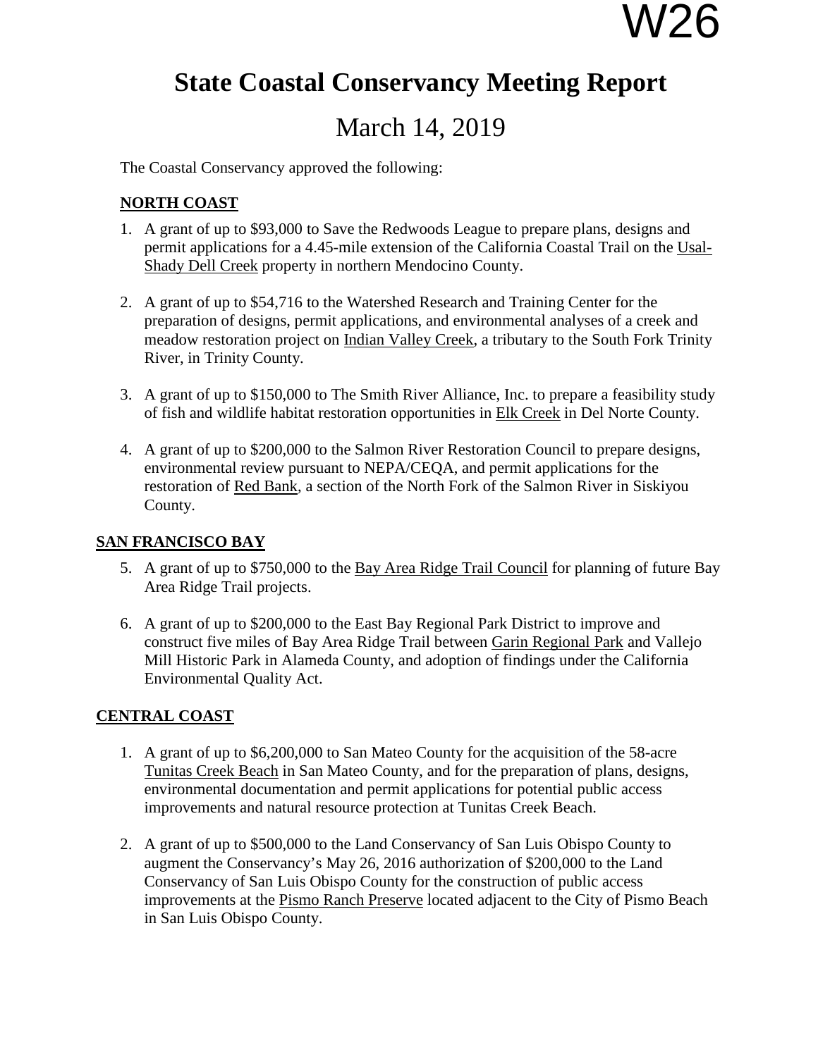W26

# State Coastal Conservancy Meeting Report

## March 14, 2019

The Coastal Conservancy approved the following:

**NORTH COAST**

1. A grant of up to $93,000 to Save the Redwoods League to prepare plans, designs and permit applications for a 4.45-mile extension of the California Coastal Trail on the Usal-Shady Dell Creek property in northern Mendocino County.

2. A grant of up to $54,716 to the Watershed Research and Training Center for the preparation of designs, permit applications, and environmental analyses of a creek and meadow restoration project on Indian Valley Creek, a tributary to the South Fork Trinity River, in Trinity County.

3. A grant of up to $150,000 to The Smith River Alliance, Inc. to prepare a feasibility study of fish and wildlife habitat restoration opportunities in Elk Creek in Del Norte County.

4. A grant of up to $200,000 to the Salmon River Restoration Council to prepare designs, environmental review pursuant to NEPA/CEQA, and permit applications for the restoration of Red Bank, a section of the North Fork of the Salmon River in Siskiyou County.

**SAN FRANCISCO BAY**

5. A grant of up to $750,000 to the Bay Area Ridge Trail Council for planning of future Bay Area Ridge Trail projects.

6. A grant of up to $200,000 to the East Bay Regional Park District to improve and construct five miles of Bay Area Ridge Trail between Garin Regional Park and Vallejo Mill Historic Park in Alameda County, and adoption of findings under the California Environmental Quality Act.

**CENTRAL COAST**

1. A grant of up to $6,200,000 to San Mateo County for the acquisition of the 58-acre Tunitas Creek Beach in San Mateo County, and for the preparation of plans, designs, environmental documentation and permit applications for potential public access improvements and natural resource protection at Tunitas Creek Beach.

2. A grant of up to $500,000 to the Land Conservancy of San Luis Obispo County to augment the Conservancy's May 26, 2016 authorization of $200,000 to the Land Conservancy of San Luis Obispo County for the construction of public access improvements at the Pismo Ranch Preserve located adjacent to the City of Pismo Beach in San Luis Obispo County.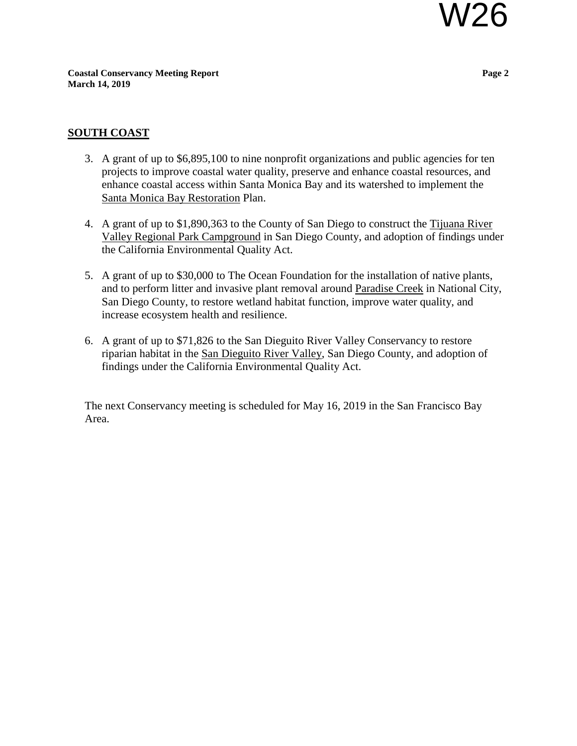## SOUTH COAST

3. A grant of up to $6,895,100 to nine nonprofit organizations and public agencies for ten projects to improve coastal water quality, preserve and enhance coastal resources, and enhance coastal access within Santa Monica Bay and its watershed to implement the Santa Monica Bay Restoration Plan.

4. A grant of up to $1,890,363 to the County of San Diego to construct the Tijuana River Valley Regional Park Campground in San Diego County, and adoption of findings under the California Environmental Quality Act.

5. A grant of up to $30,000 to The Ocean Foundation for the installation of native plants, and to perform litter and invasive plant removal around Paradise Creek in National City, San Diego County, to restore wetland habitat function, improve water quality, and increase ecosystem health and resilience.

6. A grant of up to $71,826 to the San Dieguito River Valley Conservancy to restore riparian habitat in the San Dieguito River Valley, San Diego County, and adoption of findings under the California Environmental Quality Act.

The next Conservancy meeting is scheduled for May 16, 2019 in the San Francisco Bay Area.